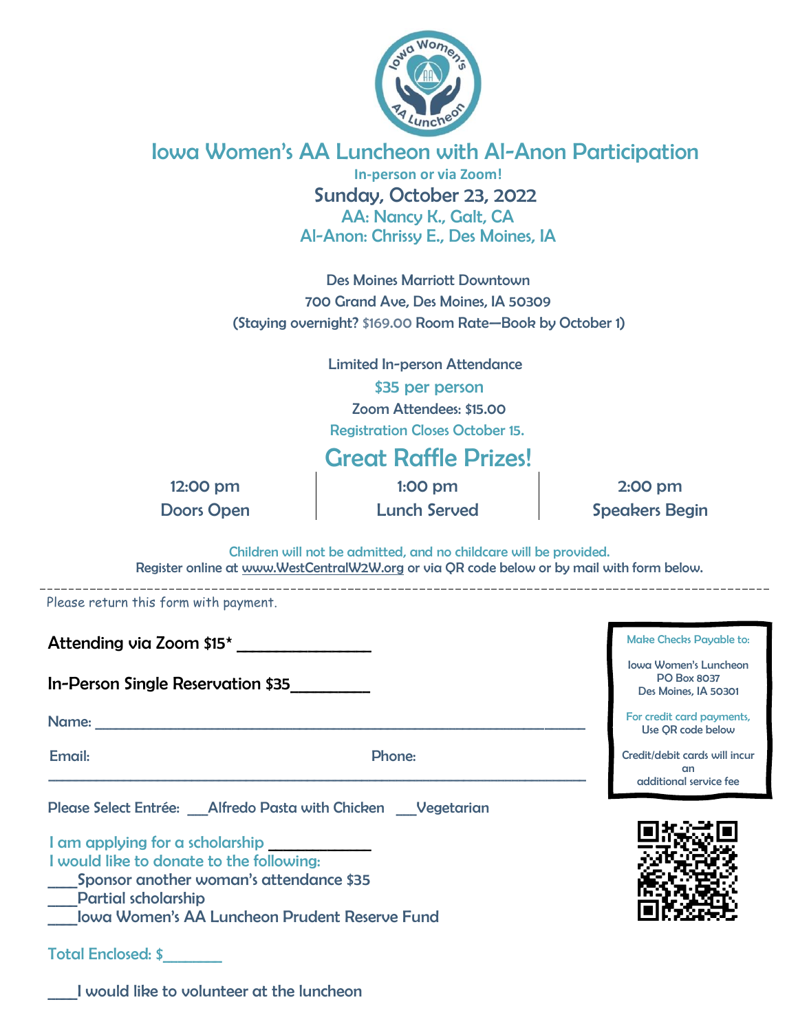# Iowa Women's AA Luncheon with Al-Anon Participation

**In-person or via Zoom!**

## Sunday, October 23, 2022

AA: Nancy K., Galt, CA

Al-Anon: Chrissy E., Des Moines, IA

Des Moines Marriott Downtown

700 Grand Ave, Des Moines, IA 50309

(Staying overnight? $169.00 Room Rate—Book by October 1)

Limited In-person Attendance

$35 per person

Zoom Attendees: $15.00

Registration Closes October 15.

## Great Raffle Prizes!

| 12:00 pm | 1:00 pm | 2:00 pm |
|---|---|---|
| Doors Open | Lunch Served | Speakers Begin |

Children will not be admitted, and no childcare will be provided.

Register online at www.WestCentralW2W.org or via QR code below or by mail with form below.

---

Please return this form with payment.

Attending via Zoom $15* _______________

In-Person Single Reservation $35_________

Name: ______________________________________________________________

Email: Phone:

______________________________________________________________

Please Select Entrée: ___Alfredo Pasta with Chicken ___Vegetarian

I am applying for a scholarship ____________

I would like to donate to the following:

____Sponsor another woman's attendance $35

____Partial scholarship

____Iowa Women's AA Luncheon Prudent Reserve Fund

Total Enclosed: $_______

____I would like to volunteer at the luncheon

Make Checks Payable to:

Iowa Women's Luncheon
PO Box 8037
Des Moines, IA 50301

For credit card payments, Use QR code below

Credit/debit cards will incur an additional service fee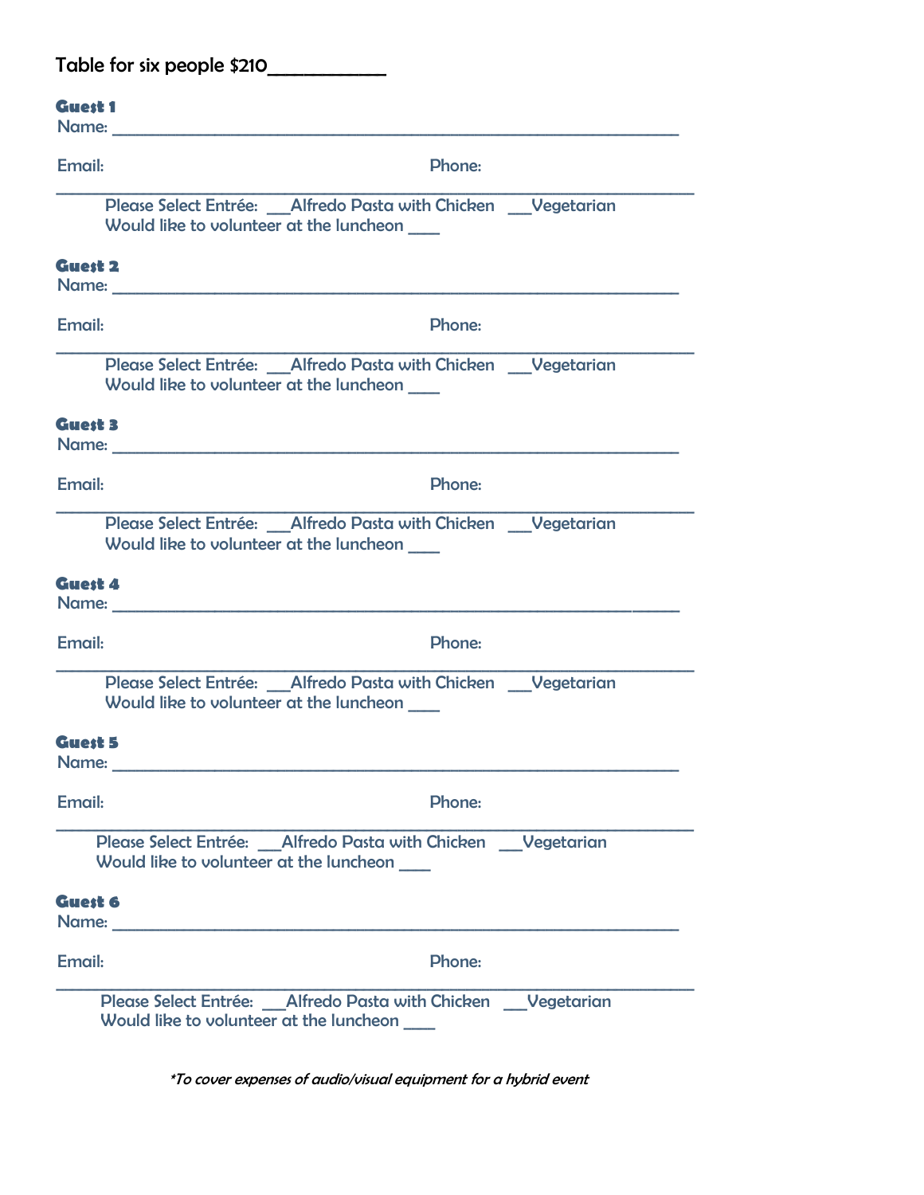Table for six people $210____________

**Guest 1**
Name: ____________________________________________________________

Email: Phone:

____________________________________________________________

Please Select Entrée: ___Alfredo Pasta with Chicken ___Vegetarian
Would like to volunteer at the luncheon ____

**Guest 2**
Name: ____________________________________________________________

Email: Phone:

____________________________________________________________

Please Select Entrée: ___Alfredo Pasta with Chicken ___Vegetarian
Would like to volunteer at the luncheon ____

**Guest 3**
Name: ____________________________________________________________

Email: Phone:

____________________________________________________________

Please Select Entrée: ___Alfredo Pasta with Chicken ___Vegetarian
Would like to volunteer at the luncheon ____

**Guest 4**
Name: ____________________________________________________________

Email: Phone:

____________________________________________________________

Please Select Entrée: ___Alfredo Pasta with Chicken ___Vegetarian
Would like to volunteer at the luncheon ____

**Guest 5**
Name: ____________________________________________________________

Email: Phone:

____________________________________________________________

Please Select Entrée: ___Alfredo Pasta with Chicken ___Vegetarian
Would like to volunteer at the luncheon ____

**Guest 6**
Name: ____________________________________________________________

Email: Phone:

____________________________________________________________

Please Select Entrée: ___Alfredo Pasta with Chicken ___Vegetarian
Would like to volunteer at the luncheon ____

*\*To cover expenses of audio/visual equipment for a hybrid event*